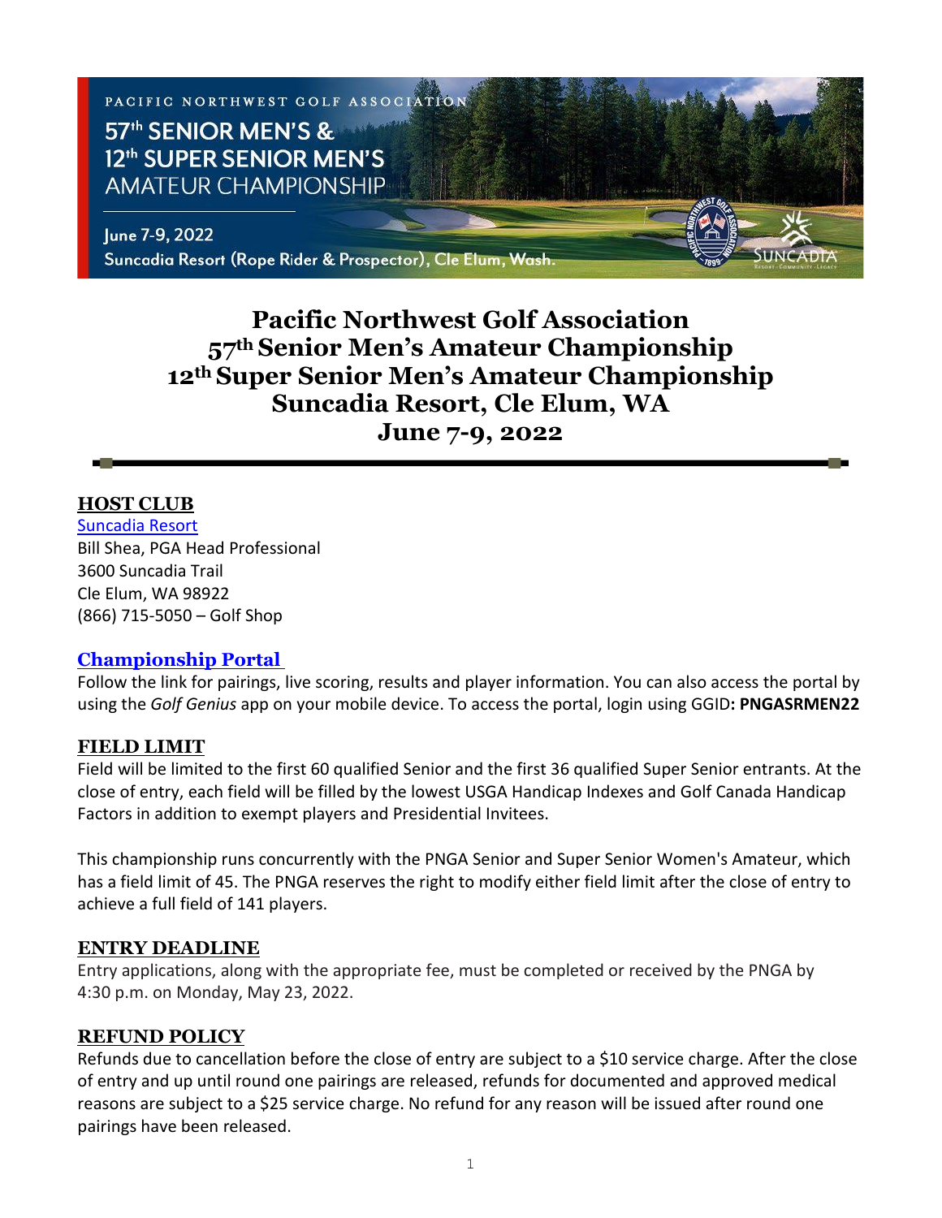PACIFIC NORTHWEST GOLF ASSOCIATION

57th SENIOR MEN'S & 12th SUPER SENIOR MEN'S AMATEUR CHAMPIONSHIP

June 7-9, 2022

Suncadia Resort (Rope Rider & Prospector), Cle Elum, Wash.

# Pacific Northwest Golf Association
# 57th Senior Men's Amateur Championship
# 12th Super Senior Men's Amateur Championship
# Suncadia Resort, Cle Elum, WA
# June 7-9, 2022

## HOST CLUB

Suncadia Resort
Bill Shea, PGA Head Professional
3600 Suncadia Trail
Cle Elum, WA 98922
(866) 715-5050 – Golf Shop

## Championship Portal

Follow the link for pairings, live scoring, results and player information. You can also access the portal by using the *Golf Genius* app on your mobile device. To access the portal, login using GGID**: PNGASRMEN22**

## FIELD LIMIT

Field will be limited to the first 60 qualified Senior and the first 36 qualified Super Senior entrants. At the close of entry, each field will be filled by the lowest USGA Handicap Indexes and Golf Canada Handicap Factors in addition to exempt players and Presidential Invitees.

This championship runs concurrently with the PNGA Senior and Super Senior Women's Amateur, which has a field limit of 45. The PNGA reserves the right to modify either field limit after the close of entry to achieve a full field of 141 players.

## ENTRY DEADLINE

Entry applications, along with the appropriate fee, must be completed or received by the PNGA by 4:30 p.m. on Monday, May 23, 2022.

## REFUND POLICY

Refunds due to cancellation before the close of entry are subject to a $10 service charge. After the close of entry and up until round one pairings are released, refunds for documented and approved medical reasons are subject to a $25 service charge. No refund for any reason will be issued after round one pairings have been released.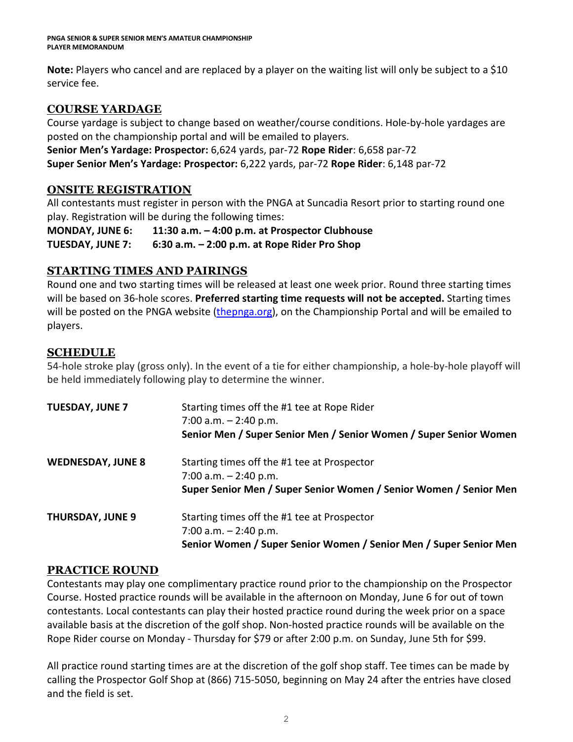**Note:** Players who cancel and are replaced by a player on the waiting list will only be subject to a $10 service fee.

## COURSE YARDAGE

Course yardage is subject to change based on weather/course conditions. Hole-by-hole yardages are posted on the championship portal and will be emailed to players.

**Senior Men's Yardage: Prospector:** 6,624 yards, par-72 **Rope Rider**: 6,658 par-72
**Super Senior Men's Yardage: Prospector:** 6,222 yards, par-72 **Rope Rider**: 6,148 par-72

## ONSITE REGISTRATION

All contestants must register in person with the PNGA at Suncadia Resort prior to starting round one play. Registration will be during the following times:

**MONDAY, JUNE 6: 11:30 a.m. – 4:00 p.m. at Prospector Clubhouse**
**TUESDAY, JUNE 7: 6:30 a.m. – 2:00 p.m. at Rope Rider Pro Shop**

## STARTING TIMES AND PAIRINGS

Round one and two starting times will be released at least one week prior. Round three starting times will be based on 36-hole scores. **Preferred starting time requests will not be accepted.** Starting times will be posted on the PNGA website (thepnga.org), on the Championship Portal and will be emailed to players.

## SCHEDULE

54-hole stroke play (gross only). In the event of a tie for either championship, a hole-by-hole playoff will be held immediately following play to determine the winner.

| | |
|---|---|
| **TUESDAY, JUNE 7** | Starting times off the #1 tee at Rope Rider<br>7:00 a.m. – 2:40 p.m.<br>**Senior Men / Super Senior Men / Senior Women / Super Senior Women** |
| **WEDNESDAY, JUNE 8** | Starting times off the #1 tee at Prospector<br>7:00 a.m. – 2:40 p.m.<br>**Super Senior Men / Super Senior Women / Senior Women / Senior Men** |
| **THURSDAY, JUNE 9** | Starting times off the #1 tee at Prospector<br>7:00 a.m. – 2:40 p.m.<br>**Senior Women / Super Senior Women / Senior Men / Super Senior Men** |

## PRACTICE ROUND

Contestants may play one complimentary practice round prior to the championship on the Prospector Course. Hosted practice rounds will be available in the afternoon on Monday, June 6 for out of town contestants. Local contestants can play their hosted practice round during the week prior on a space available basis at the discretion of the golf shop. Non-hosted practice rounds will be available on the Rope Rider course on Monday - Thursday for $79 or after 2:00 p.m. on Sunday, June 5th for $99.

All practice round starting times are at the discretion of the golf shop staff. Tee times can be made by calling the Prospector Golf Shop at (866) 715-5050, beginning on May 24 after the entries have closed and the field is set.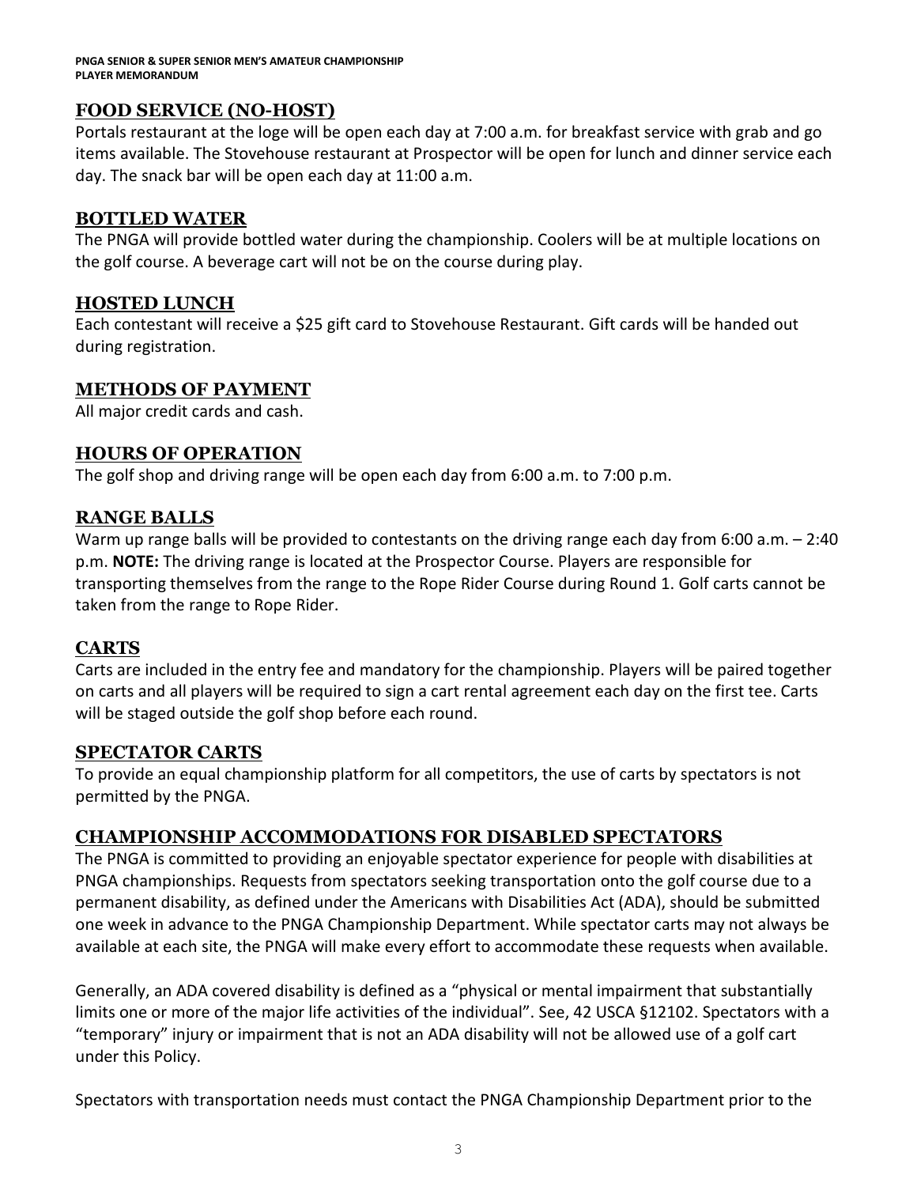## FOOD SERVICE (NO-HOST)

Portals restaurant at the loge will be open each day at 7:00 a.m. for breakfast service with grab and go items available. The Stovehouse restaurant at Prospector will be open for lunch and dinner service each day. The snack bar will be open each day at 11:00 a.m.

## BOTTLED WATER

The PNGA will provide bottled water during the championship. Coolers will be at multiple locations on the golf course. A beverage cart will not be on the course during play.

## HOSTED LUNCH

Each contestant will receive a $25 gift card to Stovehouse Restaurant. Gift cards will be handed out during registration.

## METHODS OF PAYMENT

All major credit cards and cash.

## HOURS OF OPERATION

The golf shop and driving range will be open each day from 6:00 a.m. to 7:00 p.m.

## RANGE BALLS

Warm up range balls will be provided to contestants on the driving range each day from 6:00 a.m. – 2:40 p.m. **NOTE:** The driving range is located at the Prospector Course. Players are responsible for transporting themselves from the range to the Rope Rider Course during Round 1. Golf carts cannot be taken from the range to Rope Rider.

## CARTS

Carts are included in the entry fee and mandatory for the championship. Players will be paired together on carts and all players will be required to sign a cart rental agreement each day on the first tee. Carts will be staged outside the golf shop before each round.

## SPECTATOR CARTS

To provide an equal championship platform for all competitors, the use of carts by spectators is not permitted by the PNGA.

## CHAMPIONSHIP ACCOMMODATIONS FOR DISABLED SPECTATORS

The PNGA is committed to providing an enjoyable spectator experience for people with disabilities at PNGA championships. Requests from spectators seeking transportation onto the golf course due to a permanent disability, as defined under the Americans with Disabilities Act (ADA), should be submitted one week in advance to the PNGA Championship Department. While spectator carts may not always be available at each site, the PNGA will make every effort to accommodate these requests when available.

Generally, an ADA covered disability is defined as a "physical or mental impairment that substantially limits one or more of the major life activities of the individual". See, 42 USCA §12102. Spectators with a "temporary" injury or impairment that is not an ADA disability will not be allowed use of a golf cart under this Policy.

Spectators with transportation needs must contact the PNGA Championship Department prior to the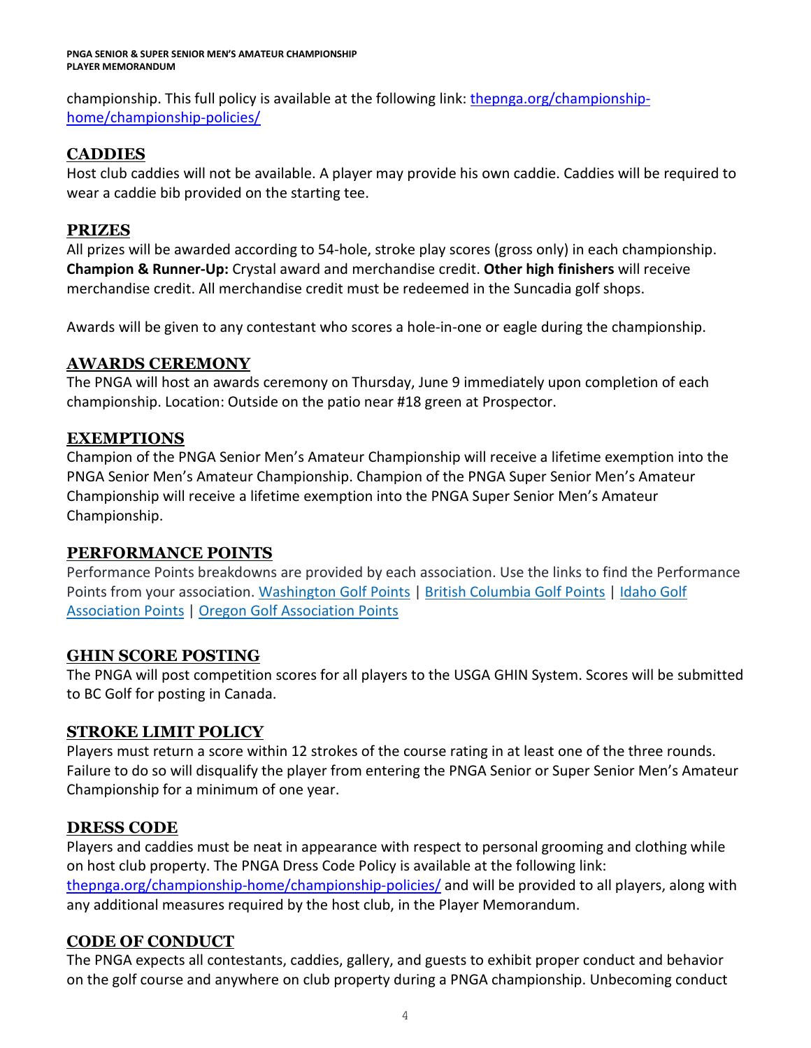championship. This full policy is available at the following link: [thepnga.org/championship-home/championship-policies/](thepnga.org/championship-home/championship-policies/)

## CADDIES

Host club caddies will not be available. A player may provide his own caddie. Caddies will be required to wear a caddie bib provided on the starting tee.

## PRIZES

All prizes will be awarded according to 54-hole, stroke play scores (gross only) in each championship. **Champion & Runner-Up:** Crystal award and merchandise credit. **Other high finishers** will receive merchandise credit. All merchandise credit must be redeemed in the Suncadia golf shops.

Awards will be given to any contestant who scores a hole-in-one or eagle during the championship.

## AWARDS CEREMONY

The PNGA will host an awards ceremony on Thursday, June 9 immediately upon completion of each championship. Location: Outside on the patio near #18 green at Prospector.

## EXEMPTIONS

Champion of the PNGA Senior Men's Amateur Championship will receive a lifetime exemption into the PNGA Senior Men's Amateur Championship. Champion of the PNGA Super Senior Men's Amateur Championship will receive a lifetime exemption into the PNGA Super Senior Men's Amateur Championship.

## PERFORMANCE POINTS

Performance Points breakdowns are provided by each association. Use the links to find the Performance Points from your association. Washington Golf Points | British Columbia Golf Points | Idaho Golf Association Points | Oregon Golf Association Points

## GHIN SCORE POSTING

The PNGA will post competition scores for all players to the USGA GHIN System. Scores will be submitted to BC Golf for posting in Canada.

## STROKE LIMIT POLICY

Players must return a score within 12 strokes of the course rating in at least one of the three rounds. Failure to do so will disqualify the player from entering the PNGA Senior or Super Senior Men's Amateur Championship for a minimum of one year.

## DRESS CODE

Players and caddies must be neat in appearance with respect to personal grooming and clothing while on host club property. The PNGA Dress Code Policy is available at the following link: [thepnga.org/championship-home/championship-policies/](thepnga.org/championship-home/championship-policies/) and will be provided to all players, along with any additional measures required by the host club, in the Player Memorandum.

## CODE OF CONDUCT

The PNGA expects all contestants, caddies, gallery, and guests to exhibit proper conduct and behavior on the golf course and anywhere on club property during a PNGA championship. Unbecoming conduct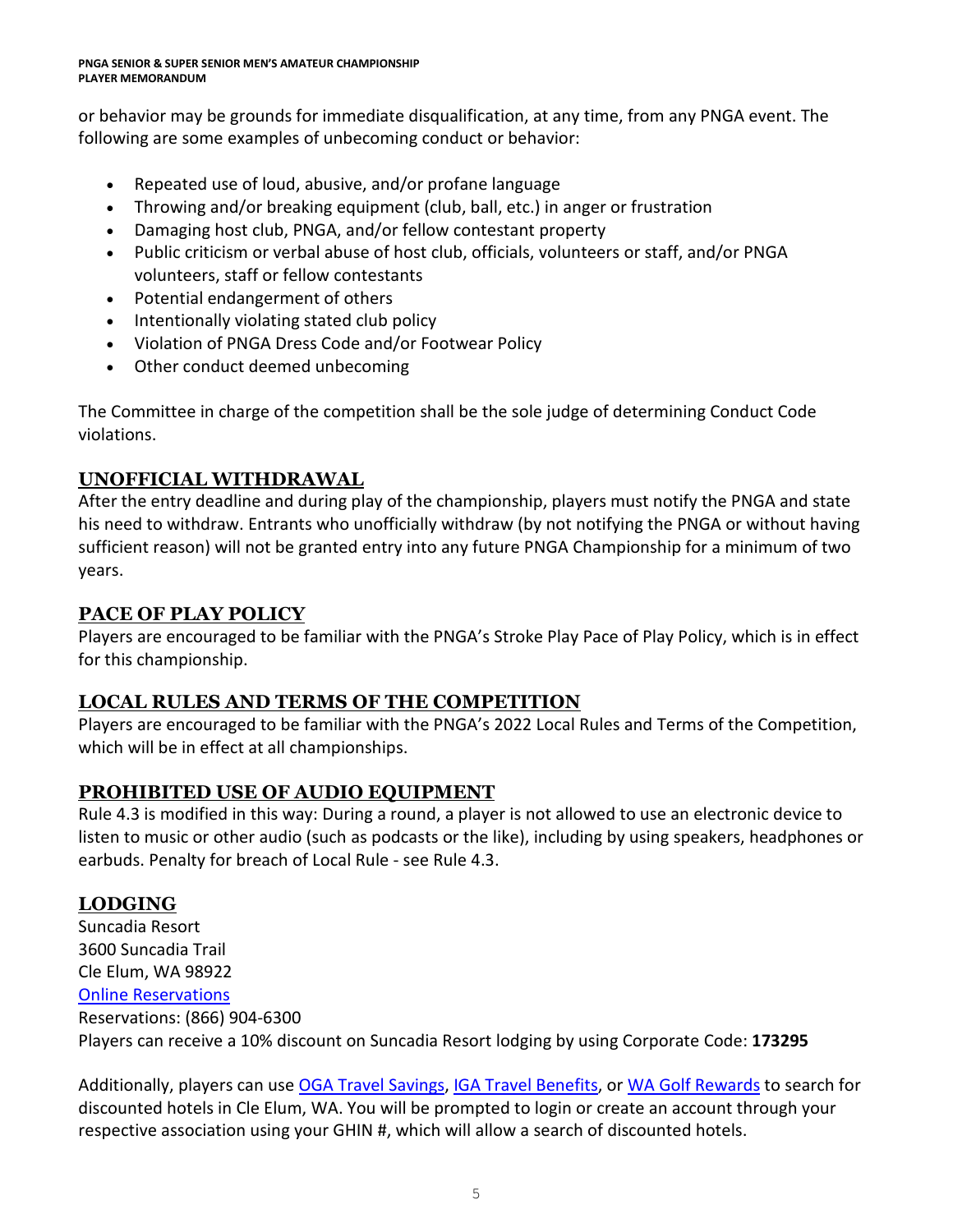or behavior may be grounds for immediate disqualification, at any time, from any PNGA event. The following are some examples of unbecoming conduct or behavior:

- Repeated use of loud, abusive, and/or profane language
- Throwing and/or breaking equipment (club, ball, etc.) in anger or frustration
- Damaging host club, PNGA, and/or fellow contestant property
- Public criticism or verbal abuse of host club, officials, volunteers or staff, and/or PNGA volunteers, staff or fellow contestants
- Potential endangerment of others
- Intentionally violating stated club policy
- Violation of PNGA Dress Code and/or Footwear Policy
- Other conduct deemed unbecoming

The Committee in charge of the competition shall be the sole judge of determining Conduct Code violations.

## UNOFFICIAL WITHDRAWAL

After the entry deadline and during play of the championship, players must notify the PNGA and state his need to withdraw. Entrants who unofficially withdraw (by not notifying the PNGA or without having sufficient reason) will not be granted entry into any future PNGA Championship for a minimum of two years.

## PACE OF PLAY POLICY

Players are encouraged to be familiar with the PNGA's Stroke Play Pace of Play Policy, which is in effect for this championship.

## LOCAL RULES AND TERMS OF THE COMPETITION

Players are encouraged to be familiar with the PNGA's 2022 Local Rules and Terms of the Competition, which will be in effect at all championships.

## PROHIBITED USE OF AUDIO EQUIPMENT

Rule 4.3 is modified in this way: During a round, a player is not allowed to use an electronic device to listen to music or other audio (such as podcasts or the like), including by using speakers, headphones or earbuds. Penalty for breach of Local Rule - see Rule 4.3.

## LODGING

Suncadia Resort
3600 Suncadia Trail
Cle Elum, WA 98922
Online Reservations
Reservations: (866) 904-6300
Players can receive a 10% discount on Suncadia Resort lodging by using Corporate Code: **173295**

Additionally, players can use OGA Travel Savings, IGA Travel Benefits, or WA Golf Rewards to search for discounted hotels in Cle Elum, WA. You will be prompted to login or create an account through your respective association using your GHIN #, which will allow a search of discounted hotels.